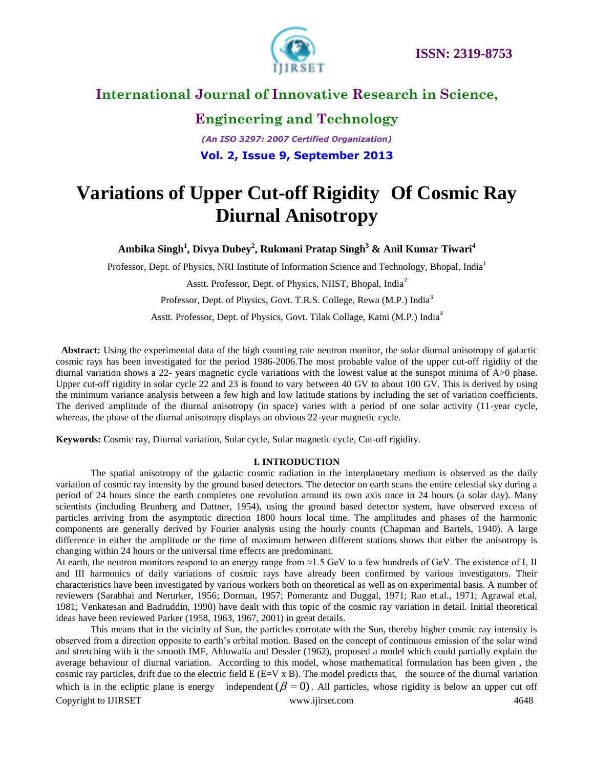# Variations of Upper Cut-off Rigidity Of Cosmic Ray Diurnal Anisotropy

**Ambika Singh[1], Divya Dubey[2], Rukmani Pratap Singh[3] & Anil Kumar Tiwari[4]**

Professor, Dept. of Physics, NRI Institute of Information Science and Technology, Bhopal, India[1]

Asstt. Professor, Dept. of Physics, NIIST, Bhopal, India[2]

Professor, Dept. of Physics, Govt. T.R.S. College, Rewa (M.P.) India[3]

Asstt. Professor, Dept. of Physics, Govt. Tilak Collage, Katni (M.P.) India[4]

**Abstract:** Using the experimental data of the high counting rate neutron monitor, the solar diurnal anisotropy of galactic cosmic rays has been investigated for the period 1986-2006.The most probable value of the upper cut-off rigidity of the diurnal variation shows a 22- years magnetic cycle variations with the lowest value at the sunspot minima of A>0 phase. Upper cut-off rigidity in solar cycle 22 and 23 is found to vary between 40 GV to about 100 GV. This is derived by using the minimum variance analysis between a few high and low latitude stations by including the set of variation coefficients. The derived amplitude of the diurnal anisotropy (in space) varies with a period of one solar activity (11-year cycle, whereas, the phase of the diurnal anisotropy displays an obvious 22-year magnetic cycle.

**Keywords:** Cosmic ray, Diurnal variation, Solar cycle, Solar magnetic cycle, Cut-off rigidity.

## I. INTRODUCTION

The spatial anisotropy of the galactic cosmic radiation in the interplanetary medium is observed as the daily variation of cosmic ray intensity by the ground based detectors. The detector on earth scans the entire celestial sky during a period of 24 hours since the earth completes one revolution around its own axis once in 24 hours (a solar day). Many scientists (including Brunberg and Dattner, 1954), using the ground based detector system, have observed excess of particles arriving from the asymptotic direction 1800 hours local time. The amplitudes and phases of the harmonic components are generally derived by Fourier analysis using the hourly counts (Chapman and Bartels, 1940). A large difference in either the amplitude or the time of maximum between different stations shows that either the anisotropy is changing within 24 hours or the universal time effects are predominant.

At earth, the neutron monitors respond to an energy range from ≈1.5 GeV to a few hundreds of GeV. The existence of I, II and III harmonics of daily variations of cosmic rays have already been confirmed by various investigators. Their characteristics have been investigated by various workers both on theoretical as well as on experimental basis. A number of reviewers (Sarabhai and Nerurker, 1956; Dorman, 1957; Pomerantz and Duggal, 1971; Rao et.al., 1971; Agrawal et.al, 1981; Venkatesan and Badruddin, 1990) have dealt with this topic of the cosmic ray variation in detail. Initial theoretical ideas have been reviewed Parker (1958, 1963, 1967, 2001) in great details.

This means that in the vicinity of Sun, the particles corrotate with the Sun, thereby higher cosmic ray intensity is observed from a direction opposite to earth's orbital motion. Based on the concept of continuous emission of the solar wind and stretching with it the smooth IMF, Ahluwalia and Dessler (1962), proposed a model which could partially explain the average behaviour of diurnal variation. According to this model, whose mathematical formulation has been given , the cosmic ray particles, drift due to the electric field E (E=V x B). The model predicts that, the source of the diurnal variation which is in the ecliptic plane is energy independent $(\beta = 0)$. All particles, whose rigidity is below an upper cut off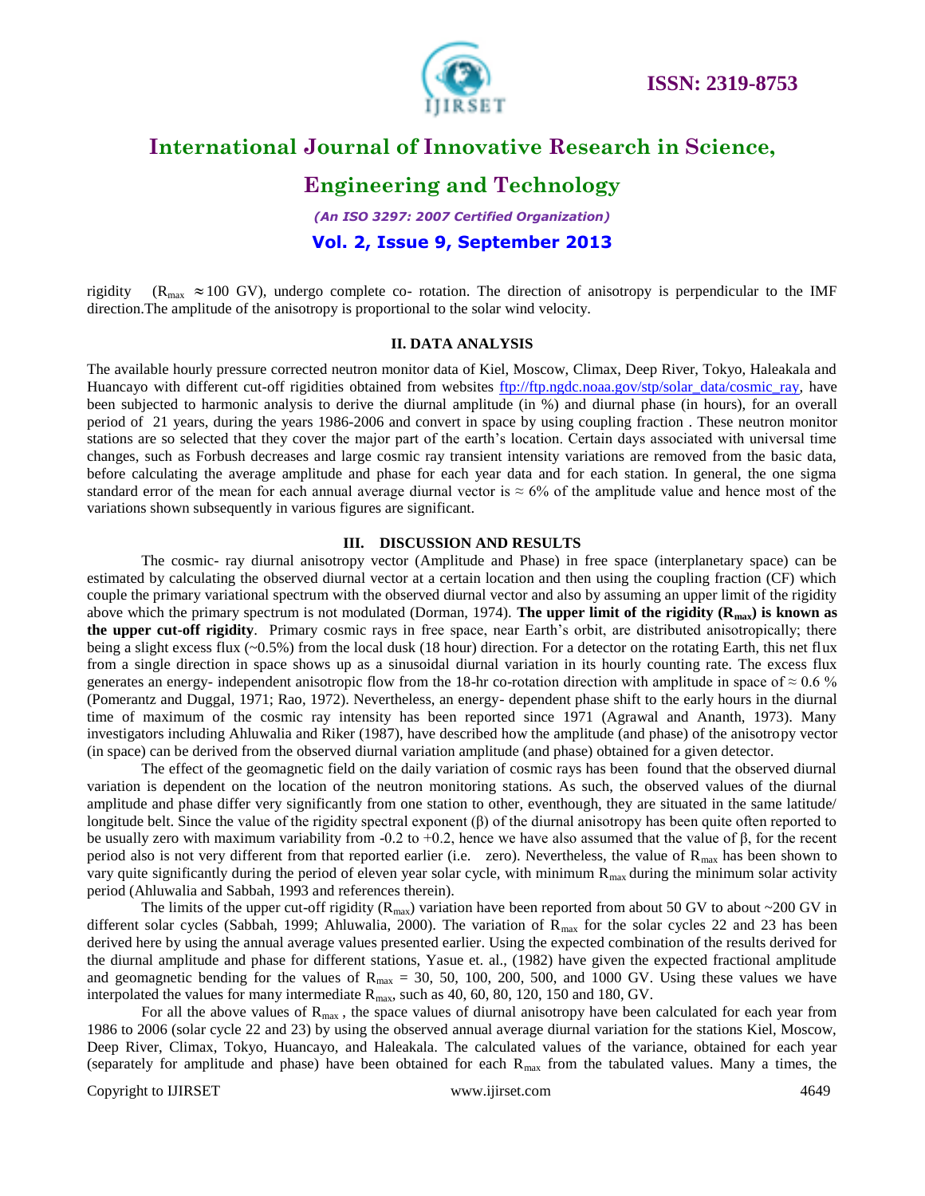rigidity ($R_{max} \approx 100$ GV), undergo complete co- rotation. The direction of anisotropy is perpendicular to the IMF direction.The amplitude of the anisotropy is proportional to the solar wind velocity.

## II. DATA ANALYSIS

The available hourly pressure corrected neutron monitor data of Kiel, Moscow, Climax, Deep River, Tokyo, Haleakala and Huancayo with different cut-off rigidities obtained from websites ftp://ftp.ngdc.noaa.gov/stp/solar_data/cosmic_ray, have been subjected to harmonic analysis to derive the diurnal amplitude (in %) and diurnal phase (in hours), for an overall period of 21 years, during the years 1986-2006 and convert in space by using coupling fraction . These neutron monitor stations are so selected that they cover the major part of the earth's location. Certain days associated with universal time changes, such as Forbush decreases and large cosmic ray transient intensity variations are removed from the basic data, before calculating the average amplitude and phase for each year data and for each station. In general, the one sigma standard error of the mean for each annual average diurnal vector is ≈ 6% of the amplitude value and hence most of the variations shown subsequently in various figures are significant.

## III. DISCUSSION AND RESULTS

The cosmic- ray diurnal anisotropy vector (Amplitude and Phase) in free space (interplanetary space) can be estimated by calculating the observed diurnal vector at a certain location and then using the coupling fraction (CF) which couple the primary variational spectrum with the observed diurnal vector and also by assuming an upper limit of the rigidity above which the primary spectrum is not modulated (Dorman, 1974). **The upper limit of the rigidity ($R_{max}$) is known as the upper cut-off rigidity**. Primary cosmic rays in free space, near Earth's orbit, are distributed anisotropically; there being a slight excess flux (~0.5%) from the local dusk (18 hour) direction. For a detector on the rotating Earth, this net flux from a single direction in space shows up as a sinusoidal diurnal variation in its hourly counting rate. The excess flux generates an energy- independent anisotropic flow from the 18-hr co-rotation direction with amplitude in space of ≈ 0.6 % (Pomerantz and Duggal, 1971; Rao, 1972). Nevertheless, an energy- dependent phase shift to the early hours in the diurnal time of maximum of the cosmic ray intensity has been reported since 1971 (Agrawal and Ananth, 1973). Many investigators including Ahluwalia and Riker (1987), have described how the amplitude (and phase) of the anisotropy vector (in space) can be derived from the observed diurnal variation amplitude (and phase) obtained for a given detector.

The effect of the geomagnetic field on the daily variation of cosmic rays has been found that the observed diurnal variation is dependent on the location of the neutron monitoring stations. As such, the observed values of the diurnal amplitude and phase differ very significantly from one station to other, eventhough, they are situated in the same latitude/ longitude belt. Since the value of the rigidity spectral exponent (β) of the diurnal anisotropy has been quite often reported to be usually zero with maximum variability from -0.2 to +0.2, hence we have also assumed that the value of β, for the recent period also is not very different from that reported earlier (i.e. zero). Nevertheless, the value of $R_{max}$ has been shown to vary quite significantly during the period of eleven year solar cycle, with minimum $R_{max}$ during the minimum solar activity period (Ahluwalia and Sabbah, 1993 and references therein).

The limits of the upper cut-off rigidity ($R_{max}$) variation have been reported from about 50 GV to about ~200 GV in different solar cycles (Sabbah, 1999; Ahluwalia, 2000). The variation of $R_{max}$ for the solar cycles 22 and 23 has been derived here by using the annual average values presented earlier. Using the expected combination of the results derived for the diurnal amplitude and phase for different stations, Yasue et. al., (1982) have given the expected fractional amplitude and geomagnetic bending for the values of $R_{max}$ = 30, 50, 100, 200, 500, and 1000 GV. Using these values we have interpolated the values for many intermediate $R_{max}$, such as 40, 60, 80, 120, 150 and 180, GV.

For all the above values of $R_{max}$ , the space values of diurnal anisotropy have been calculated for each year from 1986 to 2006 (solar cycle 22 and 23) by using the observed annual average diurnal variation for the stations Kiel, Moscow, Deep River, Climax, Tokyo, Huancayo, and Haleakala. The calculated values of the variance, obtained for each year (separately for amplitude and phase) have been obtained for each $R_{max}$ from the tabulated values. Many a times, the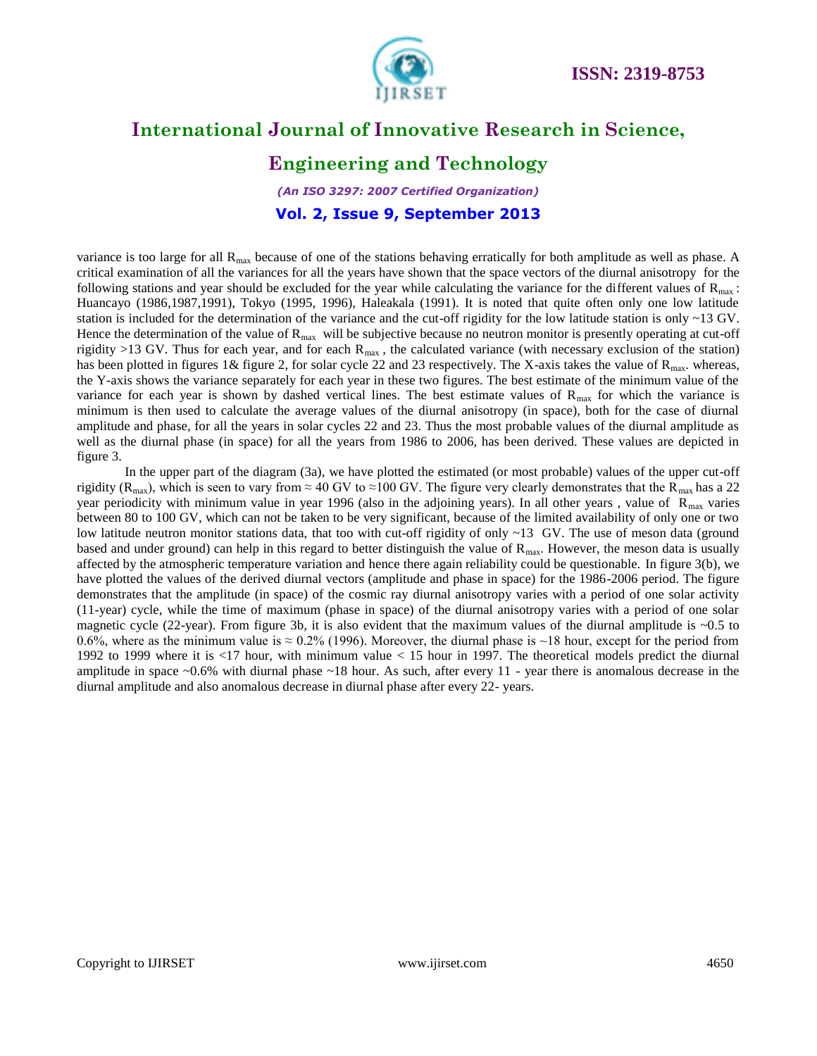variance is too large for all $R_{max}$ because of one of the stations behaving erratically for both amplitude as well as phase. A critical examination of all the variances for all the years have shown that the space vectors of the diurnal anisotropy for the following stations and year should be excluded for the year while calculating the variance for the different values of $R_{max}$ : Huancayo (1986,1987,1991), Tokyo (1995, 1996), Haleakala (1991). It is noted that quite often only one low latitude station is included for the determination of the variance and the cut-off rigidity for the low latitude station is only ~13 GV. Hence the determination of the value of $R_{max}$ will be subjective because no neutron monitor is presently operating at cut-off rigidity >13 GV. Thus for each year, and for each $R_{max}$ , the calculated variance (with necessary exclusion of the station) has been plotted in figures 1& figure 2, for solar cycle 22 and 23 respectively. The X-axis takes the value of $R_{max}$. whereas, the Y-axis shows the variance separately for each year in these two figures. The best estimate of the minimum value of the variance for each year is shown by dashed vertical lines. The best estimate values of $R_{max}$ for which the variance is minimum is then used to calculate the average values of the diurnal anisotropy (in space), both for the case of diurnal amplitude and phase, for all the years in solar cycles 22 and 23. Thus the most probable values of the diurnal amplitude as well as the diurnal phase (in space) for all the years from 1986 to 2006, has been derived. These values are depicted in figure 3.

In the upper part of the diagram (3a), we have plotted the estimated (or most probable) values of the upper cut-off rigidity ($R_{max}$), which is seen to vary from ≈ 40 GV to ≈100 GV. The figure very clearly demonstrates that the $R_{max}$ has a 22 year periodicity with minimum value in year 1996 (also in the adjoining years). In all other years , value of $R_{max}$ varies between 80 to 100 GV, which can not be taken to be very significant, because of the limited availability of only one or two low latitude neutron monitor stations data, that too with cut-off rigidity of only ~13 GV. The use of meson data (ground based and under ground) can help in this regard to better distinguish the value of $R_{max}$. However, the meson data is usually affected by the atmospheric temperature variation and hence there again reliability could be questionable. In figure 3(b), we have plotted the values of the derived diurnal vectors (amplitude and phase in space) for the 1986-2006 period. The figure demonstrates that the amplitude (in space) of the cosmic ray diurnal anisotropy varies with a period of one solar activity (11-year) cycle, while the time of maximum (phase in space) of the diurnal anisotropy varies with a period of one solar magnetic cycle (22-year). From figure 3b, it is also evident that the maximum values of the diurnal amplitude is ~0.5 to 0.6%, where as the minimum value is ≈ 0.2% (1996). Moreover, the diurnal phase is ~18 hour, except for the period from 1992 to 1999 where it is <17 hour, with minimum value < 15 hour in 1997. The theoretical models predict the diurnal amplitude in space ~0.6% with diurnal phase ~18 hour. As such, after every 11 - year there is anomalous decrease in the diurnal amplitude and also anomalous decrease in diurnal phase after every 22- years.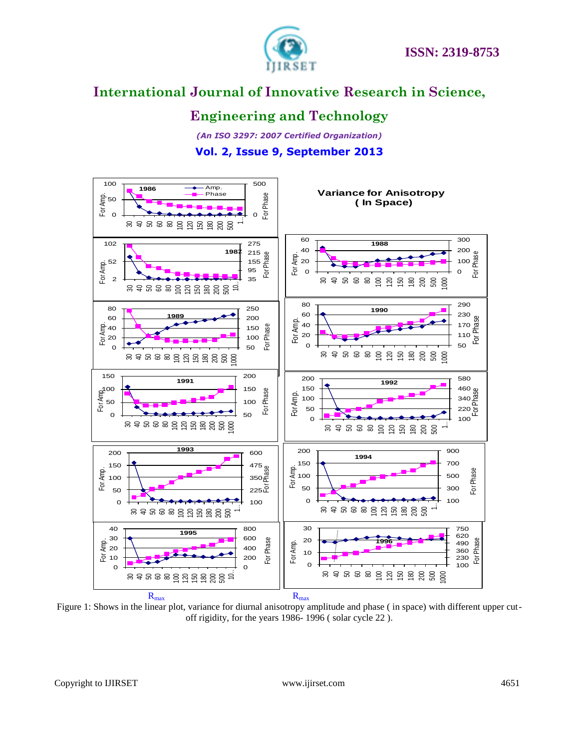Variance for Anisotropy ( In Space)

$R_{max}$ $R_{max}$

Figure 1: Shows in the linear plot, variance for diurnal anisotropy amplitude and phase ( in space) with different upper cut-off rigidity, for the years 1986- 1996 ( solar cycle 22 ).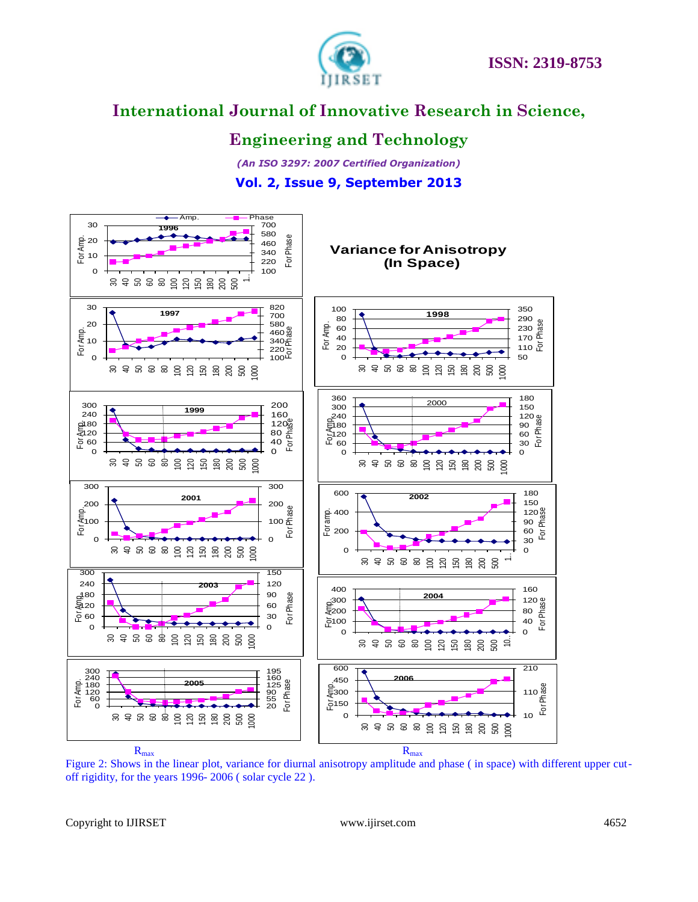Variance for Anisotropy (In Space)

$R_{max}$ $R_{max}$

Figure 2: Shows in the linear plot, variance for diurnal anisotropy amplitude and phase ( in space) with different upper cut-off rigidity, for the years 1996- 2006 ( solar cycle 22 ).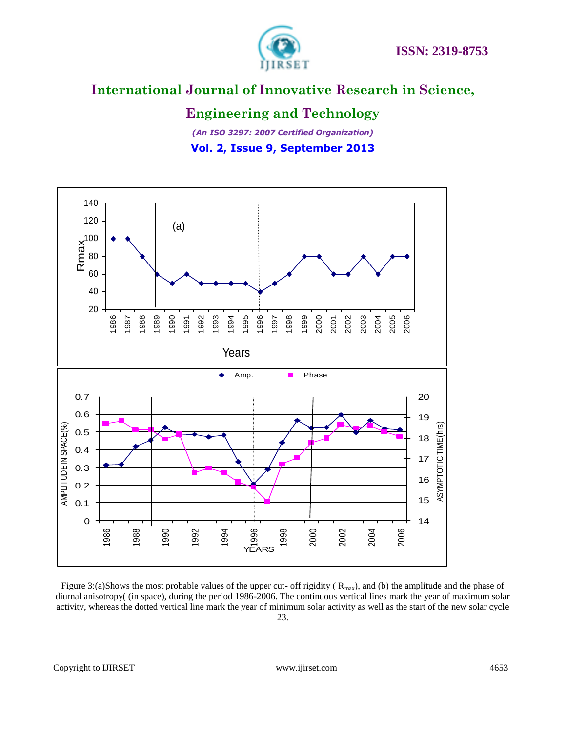Figure 3:(a)Shows the most probable values of the upper cut- off rigidity ( $R_{max}$), and (b) the amplitude and the phase of diurnal anisotropy( (in space), during the period 1986-2006. The continuous vertical lines mark the year of maximum solar activity, whereas the dotted vertical line mark the year of minimum solar activity as well as the start of the new solar cycle 23.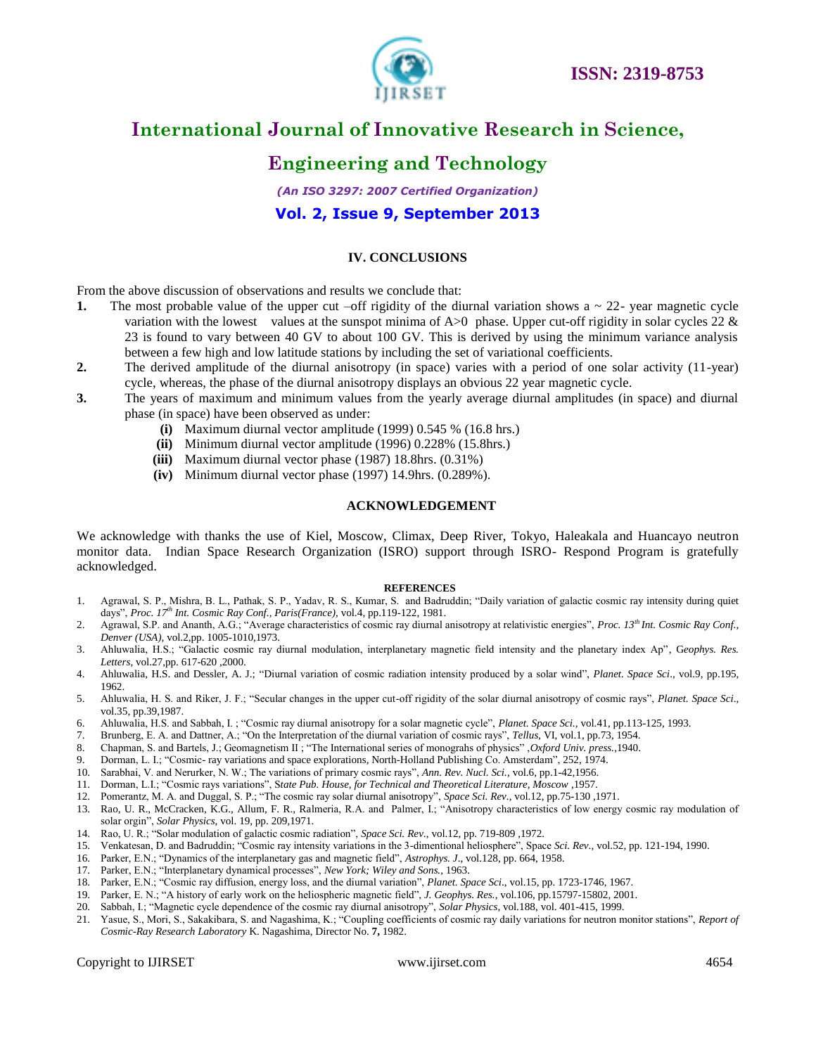## IV. CONCLUSIONS

From the above discussion of observations and results we conclude that:

1. The most probable value of the upper cut –off rigidity of the diurnal variation shows a ~ 22- year magnetic cycle variation with the lowest values at the sunspot minima of A>0 phase. Upper cut-off rigidity in solar cycles 22 & 23 is found to vary between 40 GV to about 100 GV. This is derived by using the minimum variance analysis between a few high and low latitude stations by including the set of variational coefficients.
2. The derived amplitude of the diurnal anisotropy (in space) varies with a period of one solar activity (11-year) cycle, whereas, the phase of the diurnal anisotropy displays an obvious 22 year magnetic cycle.
3. The years of maximum and minimum values from the yearly average diurnal amplitudes (in space) and diurnal phase (in space) have been observed as under:
   - **(i)** Maximum diurnal vector amplitude (1999) 0.545 % (16.8 hrs.)
   - **(ii)** Minimum diurnal vector amplitude (1996) 0.228% (15.8hrs.)
   - **(iii)** Maximum diurnal vector phase (1987) 18.8hrs. (0.31%)
   - **(iv)** Minimum diurnal vector phase (1997) 14.9hrs. (0.289%).

## ACKNOWLEDGEMENT

We acknowledge with thanks the use of Kiel, Moscow, Climax, Deep River, Tokyo, Haleakala and Huancayo neutron monitor data. Indian Space Research Organization (ISRO) support through ISRO- Respond Program is gratefully acknowledged.

### REFERENCES

1. Agrawal, S. P., Mishra, B. L., Pathak, S. P., Yadav, R. S., Kumar, S. and Badruddin; "Daily variation of galactic cosmic ray intensity during quiet days", *Proc. 17th Int. Cosmic Ray Conf., Paris(France)*, vol.4, pp.119-122, 1981.
2. Agrawal, S.P. and Ananth, A.G.; "Average characteristics of cosmic ray diurnal anisotropy at relativistic energies", *Proc. 13th Int. Cosmic Ray Conf., Denver (USA)*, vol.2,pp. 1005-1010,1973.
3. Ahluwalia, H.S.; "Galactic cosmic ray diurnal modulation, interplanetary magnetic field intensity and the planetary index Ap", *Geophys. Res. Letters*, vol.27,pp. 617-620 ,2000.
4. Ahluwalia, H.S. and Dessler, A. J.; "Diurnal variation of cosmic radiation intensity produced by a solar wind", *Planet. Space Sci*., vol.9, pp.195, 1962.
5. Ahluwalia, H. S. and Riker, J. F.; "Secular changes in the upper cut-off rigidity of the solar diurnal anisotropy of cosmic rays", *Planet. Space Sci*., vol.35, pp.39,1987.
6. Ahluwalia, H.S. and Sabbah, I. ; "Cosmic ray diurnal anisotropy for a solar magnetic cycle", *Planet. Space Sci.*, vol.41, pp.113-125, 1993.
7. Brunberg, E. A. and Dattner, A.; "On the Interpretation of the diurnal variation of cosmic rays", *Tellus*, VI, vol.1, pp.73, 1954.
8. Chapman, S. and Bartels, J.; Geomagnetism II ; "The International series of monograhs of physics" ,*Oxford Univ. press.*,1940.
9. Dorman, L. I.; "Cosmic- ray variations and space explorations, North-Holland Publishing Co. Amsterdam", 252, 1974.
10. Sarabhai, V. and Nerurker, N. W.; The variations of primary cosmic rays", *Ann. Rev. Nucl. Sci.*, vol.6, pp.1-42,1956.
11. Dorman, L.I.; "Cosmic rays variations", *State Pub. House, for Technical and Theoretical Literature, Moscow* ,1957.
12. Pomerantz, M. A. and Duggal, S. P.; "The cosmic ray solar diurnal anisotropy", *Space Sci. Rev.*, vol.12, pp.75-130 ,1971.
13. Rao, U. R., McCracken, K.G., Allum, F. R., Ralmeria, R.A. and Palmer, I.; "Anisotropy characteristics of low energy cosmic ray modulation of solar orgin", *Solar Physics*, vol. 19, pp. 209,1971.
14. Rao, U. R.; "Solar modulation of galactic cosmic radiation", *Space Sci. Rev.*, vol.12, pp. 719-809 ,1972.
15. Venkatesan, D. and Badruddin; "Cosmic ray intensity variations in the 3-dimentional heliosphere", Space *Sci. Rev.*, vol.52, pp. 121-194, 1990.
16. Parker, E.N.; "Dynamics of the interplanetary gas and magnetic field", *Astrophys. J*., vol.128, pp. 664, 1958.
17. Parker, E.N.; "Interplanetary dynamical processes", *New York; Wiley and Sons.*, 1963.
18. Parker, E.N.; "Cosmic ray diffusion, energy loss, and the diurnal variation", *Planet. Space Sci*., vol.15, pp. 1723-1746, 1967.
19. Parker, E. N.; "A history of early work on the heliospheric magnetic field", *J. Geophys. Res.*, vol.106, pp.15797-15802, 2001.
20. Sabbah, I.; "Magnetic cycle dependence of the cosmic ray diurnal anisotropy", *Solar Physics*, vol.188, vol. 401-415, 1999.
21. Yasue, S., Mori, S., Sakakibara, S. and Nagashima, K.; "Coupling coefficients of cosmic ray daily variations for neutron monitor stations", *Report of Cosmic-Ray Research Laboratory* K. Nagashima, Director No. **7,** 1982.